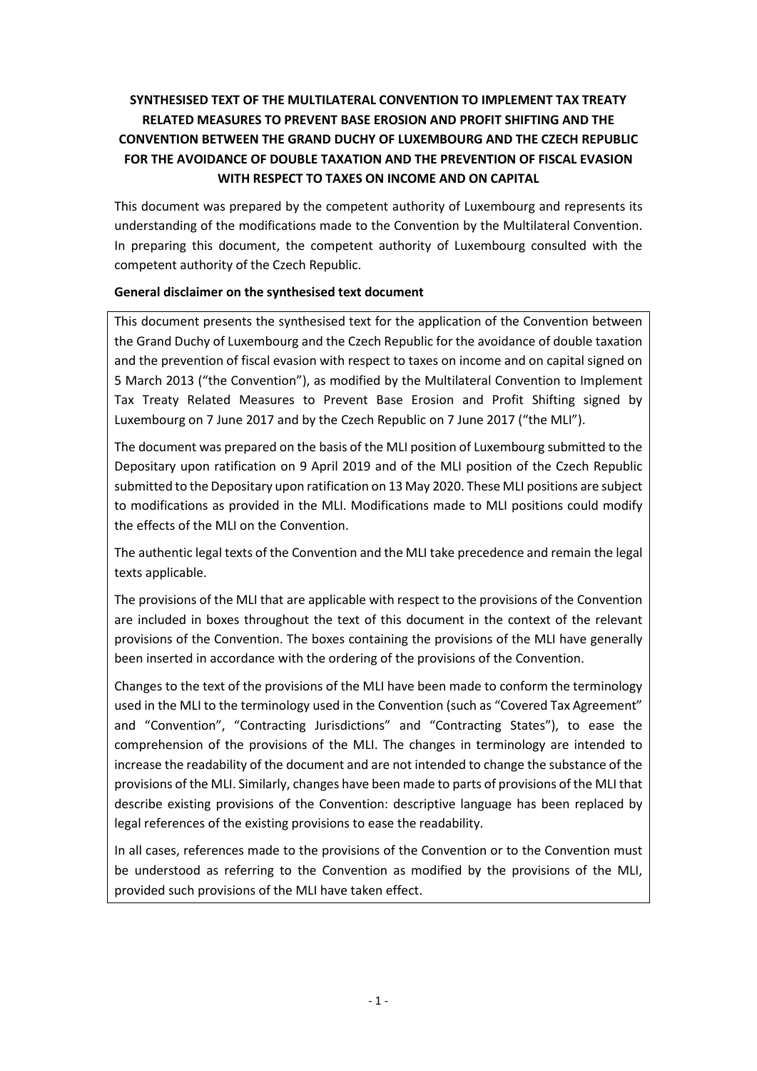# SYNTHESISED TEXT OF THE MULTILATERAL CONVENTION TO IMPLEMENT TAX TREATY RELATED MEASURES TO PREVENT BASE EROSION AND PROFIT SHIFTING AND THE CONVENTION BETWEEN THE GRAND DUCHY OF LUXEMBOURG AND THE CZECH REPUBLIC FOR THE AVOIDANCE OF DOUBLE TAXATION AND THE PREVENTION OF FISCAL EVASION WITH RESPECT TO TAXES ON INCOME AND ON CAPITAL

This document was prepared by the competent authority of Luxembourg and represents its understanding of the modifications made to the Convention by the Multilateral Convention. In preparing this document, the competent authority of Luxembourg consulted with the competent authority of the Czech Republic.

**General disclaimer on the synthesised text document**

This document presents the synthesised text for the application of the Convention between the Grand Duchy of Luxembourg and the Czech Republic for the avoidance of double taxation and the prevention of fiscal evasion with respect to taxes on income and on capital signed on 5 March 2013 ("the Convention"), as modified by the Multilateral Convention to Implement Tax Treaty Related Measures to Prevent Base Erosion and Profit Shifting signed by Luxembourg on 7 June 2017 and by the Czech Republic on 7 June 2017 ("the MLI").

The document was prepared on the basis of the MLI position of Luxembourg submitted to the Depositary upon ratification on 9 April 2019 and of the MLI position of the Czech Republic submitted to the Depositary upon ratification on 13 May 2020. These MLI positions are subject to modifications as provided in the MLI. Modifications made to MLI positions could modify the effects of the MLI on the Convention.

The authentic legal texts of the Convention and the MLI take precedence and remain the legal texts applicable.

The provisions of the MLI that are applicable with respect to the provisions of the Convention are included in boxes throughout the text of this document in the context of the relevant provisions of the Convention. The boxes containing the provisions of the MLI have generally been inserted in accordance with the ordering of the provisions of the Convention.

Changes to the text of the provisions of the MLI have been made to conform the terminology used in the MLI to the terminology used in the Convention (such as "Covered Tax Agreement" and "Convention", "Contracting Jurisdictions" and "Contracting States"), to ease the comprehension of the provisions of the MLI. The changes in terminology are intended to increase the readability of the document and are not intended to change the substance of the provisions of the MLI. Similarly, changes have been made to parts of provisions of the MLI that describe existing provisions of the Convention: descriptive language has been replaced by legal references of the existing provisions to ease the readability.

In all cases, references made to the provisions of the Convention or to the Convention must be understood as referring to the Convention as modified by the provisions of the MLI, provided such provisions of the MLI have taken effect.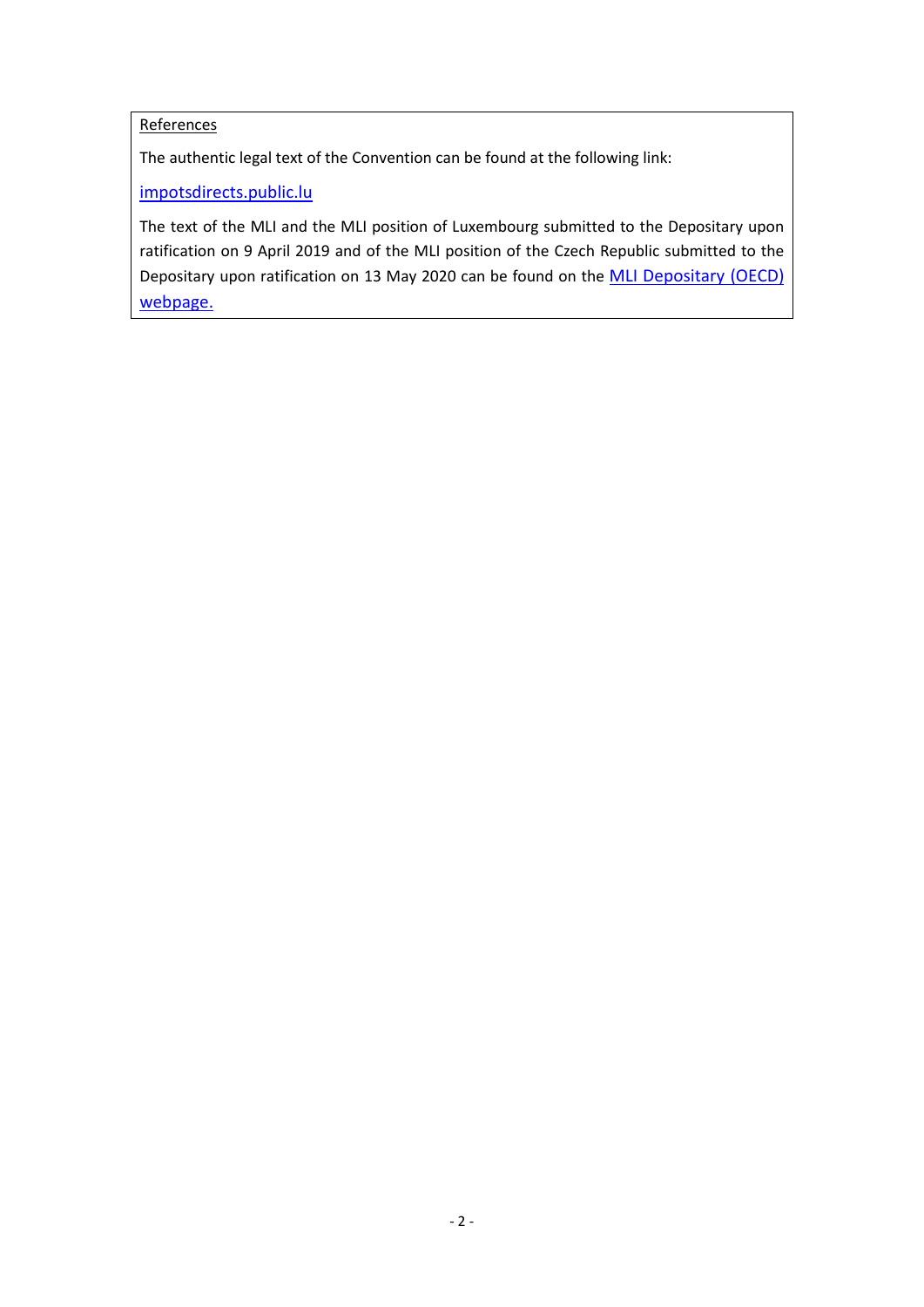References

The authentic legal text of the Convention can be found at the following link:

impotsdirects.public.lu

The text of the MLI and the MLI position of Luxembourg submitted to the Depositary upon ratification on 9 April 2019 and of the MLI position of the Czech Republic submitted to the Depositary upon ratification on 13 May 2020 can be found on the MLI Depositary (OECD) webpage.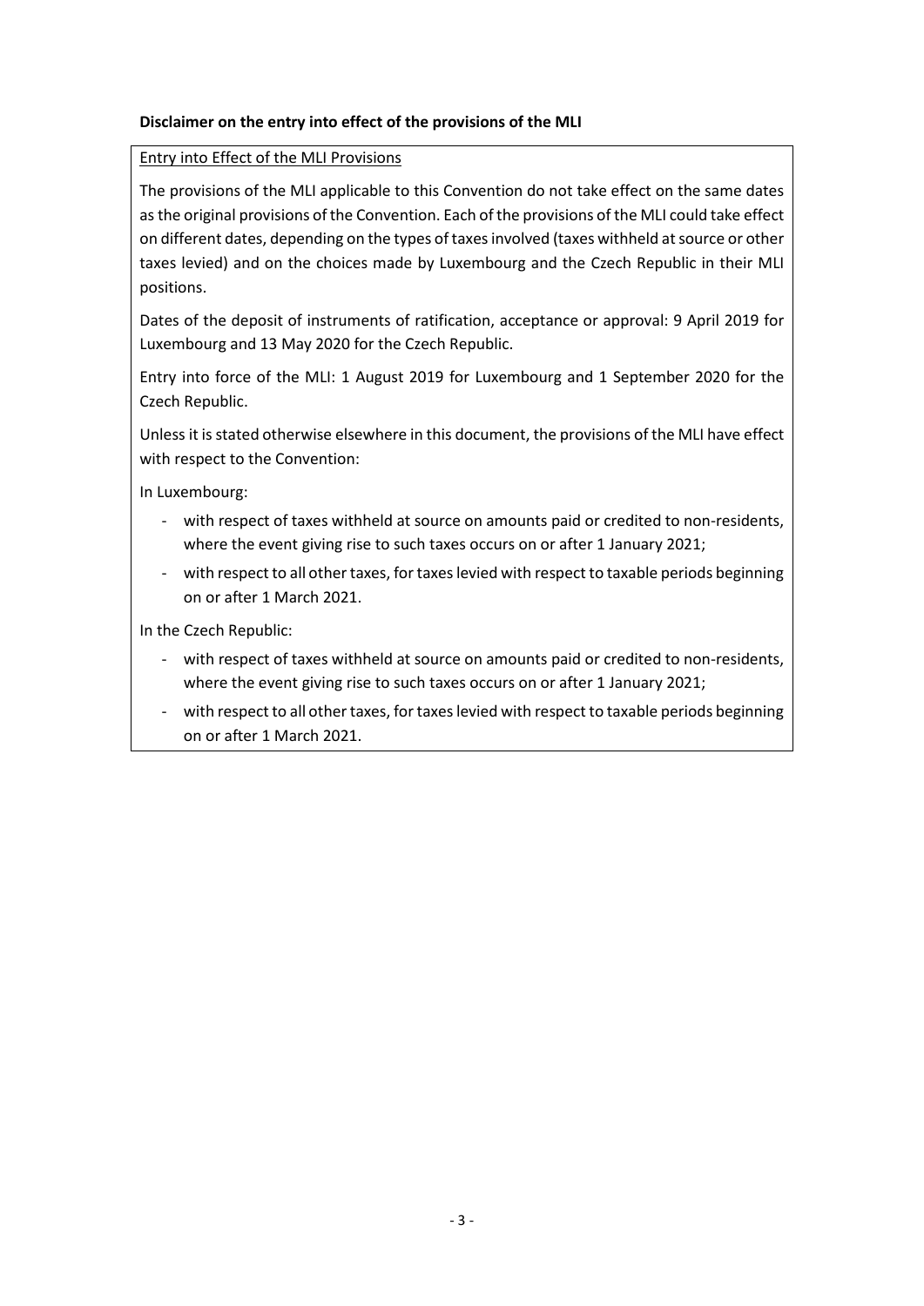**Disclaimer on the entry into effect of the provisions of the MLI**

Entry into Effect of the MLI Provisions

The provisions of the MLI applicable to this Convention do not take effect on the same dates as the original provisions of the Convention. Each of the provisions of the MLI could take effect on different dates, depending on the types of taxes involved (taxes withheld at source or other taxes levied) and on the choices made by Luxembourg and the Czech Republic in their MLI positions.

Dates of the deposit of instruments of ratification, acceptance or approval: 9 April 2019 for Luxembourg and 13 May 2020 for the Czech Republic.

Entry into force of the MLI: 1 August 2019 for Luxembourg and 1 September 2020 for the Czech Republic.

Unless it is stated otherwise elsewhere in this document, the provisions of the MLI have effect with respect to the Convention:

In Luxembourg:

- with respect of taxes withheld at source on amounts paid or credited to non-residents, where the event giving rise to such taxes occurs on or after 1 January 2021;
- with respect to all other taxes, for taxes levied with respect to taxable periods beginning on or after 1 March 2021.

In the Czech Republic:

- with respect of taxes withheld at source on amounts paid or credited to non-residents, where the event giving rise to such taxes occurs on or after 1 January 2021;
- with respect to all other taxes, for taxes levied with respect to taxable periods beginning on or after 1 March 2021.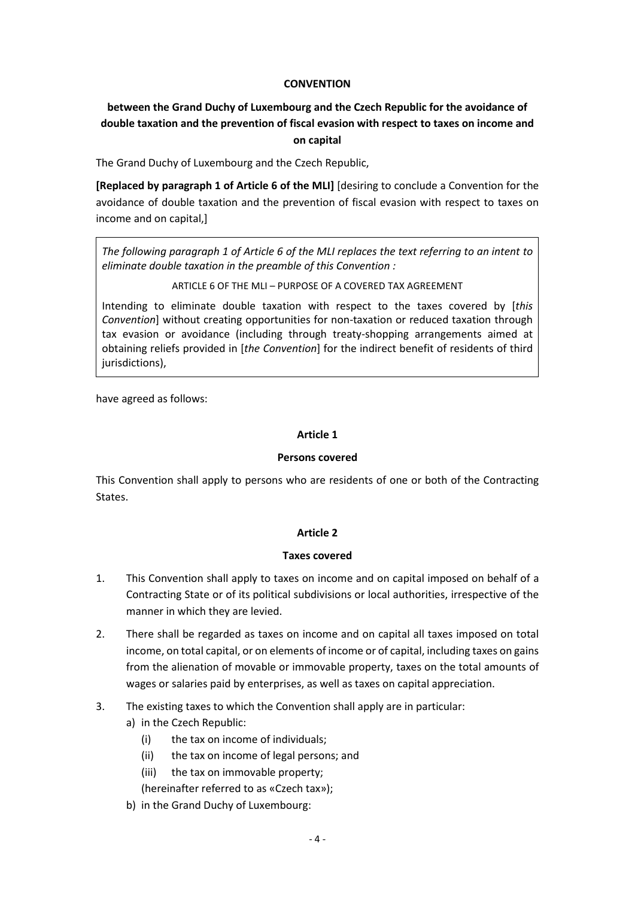**CONVENTION**

**between the Grand Duchy of Luxembourg and the Czech Republic for the avoidance of double taxation and the prevention of fiscal evasion with respect to taxes on income and on capital**

The Grand Duchy of Luxembourg and the Czech Republic,

**[Replaced by paragraph 1 of Article 6 of the MLI]** [desiring to conclude a Convention for the avoidance of double taxation and the prevention of fiscal evasion with respect to taxes on income and on capital,]

> *The following paragraph 1 of Article 6 of the MLI replaces the text referring to an intent to eliminate double taxation in the preamble of this Convention :*
>
> ARTICLE 6 OF THE MLI – PURPOSE OF A COVERED TAX AGREEMENT
>
> Intending to eliminate double taxation with respect to the taxes covered by [*this Convention*] without creating opportunities for non-taxation or reduced taxation through tax evasion or avoidance (including through treaty-shopping arrangements aimed at obtaining reliefs provided in [*the Convention*] for the indirect benefit of residents of third jurisdictions),

have agreed as follows:

**Article 1**

**Persons covered**

This Convention shall apply to persons who are residents of one or both of the Contracting States.

**Article 2**

**Taxes covered**

1. This Convention shall apply to taxes on income and on capital imposed on behalf of a Contracting State or of its political subdivisions or local authorities, irrespective of the manner in which they are levied.

2. There shall be regarded as taxes on income and on capital all taxes imposed on total income, on total capital, or on elements of income or of capital, including taxes on gains from the alienation of movable or immovable property, taxes on the total amounts of wages or salaries paid by enterprises, as well as taxes on capital appreciation.

3. The existing taxes to which the Convention shall apply are in particular:
   a) in the Czech Republic:
      (i) the tax on income of individuals;
      (ii) the tax on income of legal persons; and
      (iii) the tax on immovable property;
      
      (hereinafter referred to as «Czech tax»);
   b) in the Grand Duchy of Luxembourg: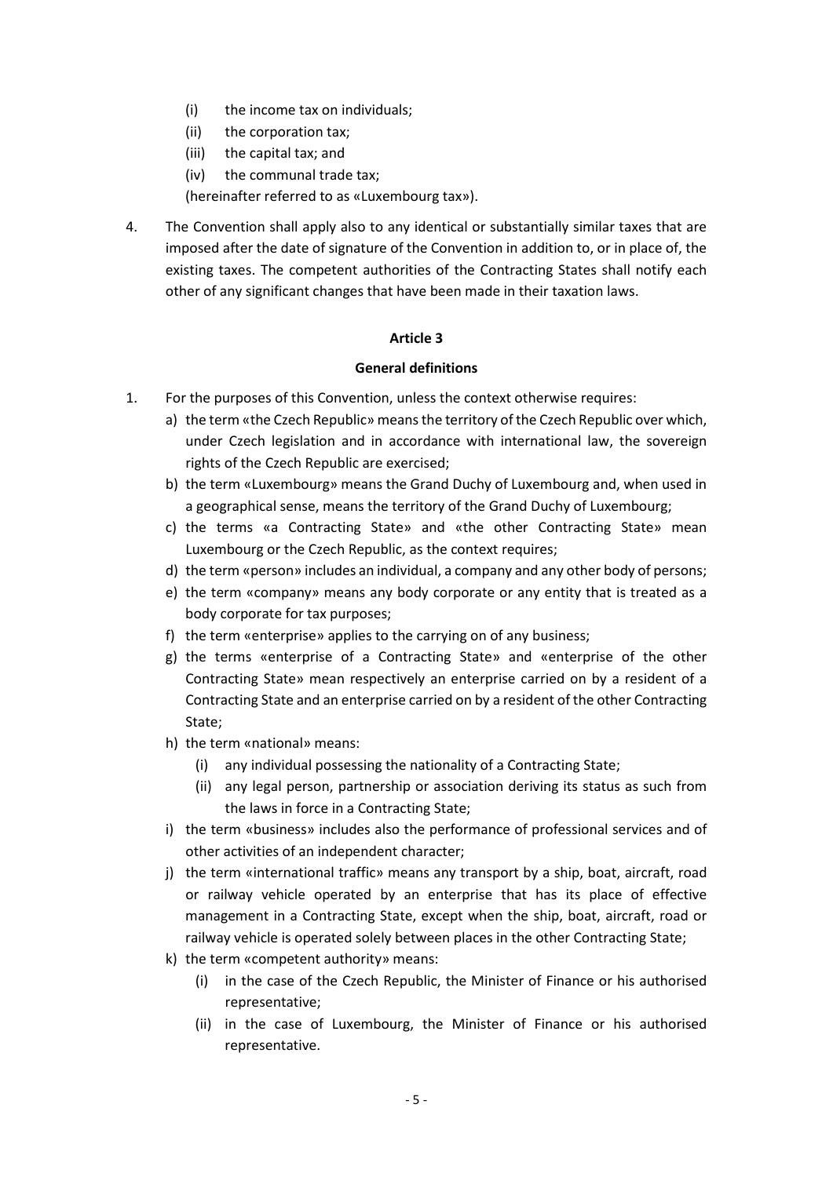(i) the income tax on individuals;
(ii) the corporation tax;
(iii) the capital tax; and
(iv) the communal trade tax;

(hereinafter referred to as «Luxembourg tax»).

4. The Convention shall apply also to any identical or substantially similar taxes that are imposed after the date of signature of the Convention in addition to, or in place of, the existing taxes. The competent authorities of the Contracting States shall notify each other of any significant changes that have been made in their taxation laws.

**Article 3**

**General definitions**

1. For the purposes of this Convention, unless the context otherwise requires:
   a) the term «the Czech Republic» means the territory of the Czech Republic over which, under Czech legislation and in accordance with international law, the sovereign rights of the Czech Republic are exercised;
   b) the term «Luxembourg» means the Grand Duchy of Luxembourg and, when used in a geographical sense, means the territory of the Grand Duchy of Luxembourg;
   c) the terms «a Contracting State» and «the other Contracting State» mean Luxembourg or the Czech Republic, as the context requires;
   d) the term «person» includes an individual, a company and any other body of persons;
   e) the term «company» means any body corporate or any entity that is treated as a body corporate for tax purposes;
   f) the term «enterprise» applies to the carrying on of any business;
   g) the terms «enterprise of a Contracting State» and «enterprise of the other Contracting State» mean respectively an enterprise carried on by a resident of a Contracting State and an enterprise carried on by a resident of the other Contracting State;
   h) the term «national» means:
      (i) any individual possessing the nationality of a Contracting State;
      (ii) any legal person, partnership or association deriving its status as such from the laws in force in a Contracting State;
   i) the term «business» includes also the performance of professional services and of other activities of an independent character;
   j) the term «international traffic» means any transport by a ship, boat, aircraft, road or railway vehicle operated by an enterprise that has its place of effective management in a Contracting State, except when the ship, boat, aircraft, road or railway vehicle is operated solely between places in the other Contracting State;
   k) the term «competent authority» means:
      (i) in the case of the Czech Republic, the Minister of Finance or his authorised representative;
      (ii) in the case of Luxembourg, the Minister of Finance or his authorised representative.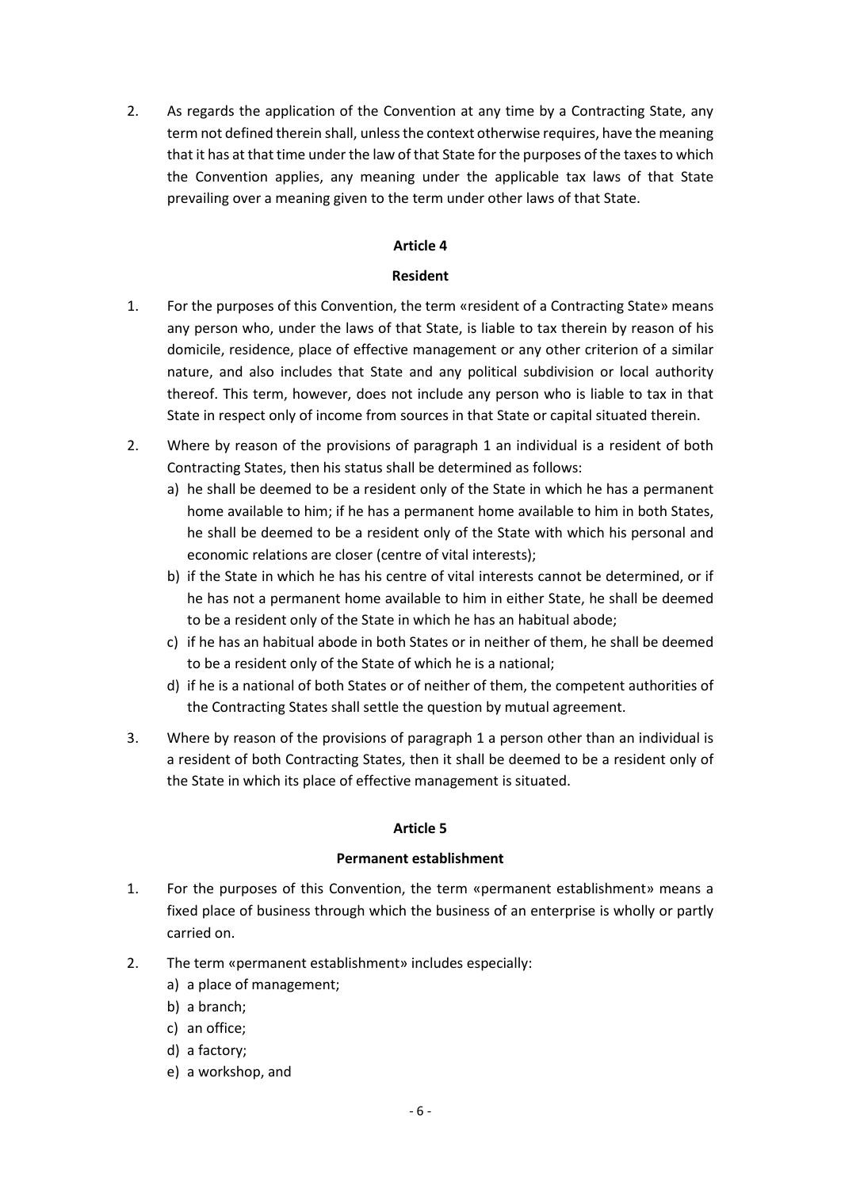2. As regards the application of the Convention at any time by a Contracting State, any term not defined therein shall, unless the context otherwise requires, have the meaning that it has at that time under the law of that State for the purposes of the taxes to which the Convention applies, any meaning under the applicable tax laws of that State prevailing over a meaning given to the term under other laws of that State.

## Article 4

## Resident

1. For the purposes of this Convention, the term «resident of a Contracting State» means any person who, under the laws of that State, is liable to tax therein by reason of his domicile, residence, place of effective management or any other criterion of a similar nature, and also includes that State and any political subdivision or local authority thereof. This term, however, does not include any person who is liable to tax in that State in respect only of income from sources in that State or capital situated therein.

2. Where by reason of the provisions of paragraph 1 an individual is a resident of both Contracting States, then his status shall be determined as follows:
   a) he shall be deemed to be a resident only of the State in which he has a permanent home available to him; if he has a permanent home available to him in both States, he shall be deemed to be a resident only of the State with which his personal and economic relations are closer (centre of vital interests);
   b) if the State in which he has his centre of vital interests cannot be determined, or if he has not a permanent home available to him in either State, he shall be deemed to be a resident only of the State in which he has an habitual abode;
   c) if he has an habitual abode in both States or in neither of them, he shall be deemed to be a resident only of the State of which he is a national;
   d) if he is a national of both States or of neither of them, the competent authorities of the Contracting States shall settle the question by mutual agreement.

3. Where by reason of the provisions of paragraph 1 a person other than an individual is a resident of both Contracting States, then it shall be deemed to be a resident only of the State in which its place of effective management is situated.

## Article 5

## Permanent establishment

1. For the purposes of this Convention, the term «permanent establishment» means a fixed place of business through which the business of an enterprise is wholly or partly carried on.

2. The term «permanent establishment» includes especially:
   a) a place of management;
   b) a branch;
   c) an office;
   d) a factory;
   e) a workshop, and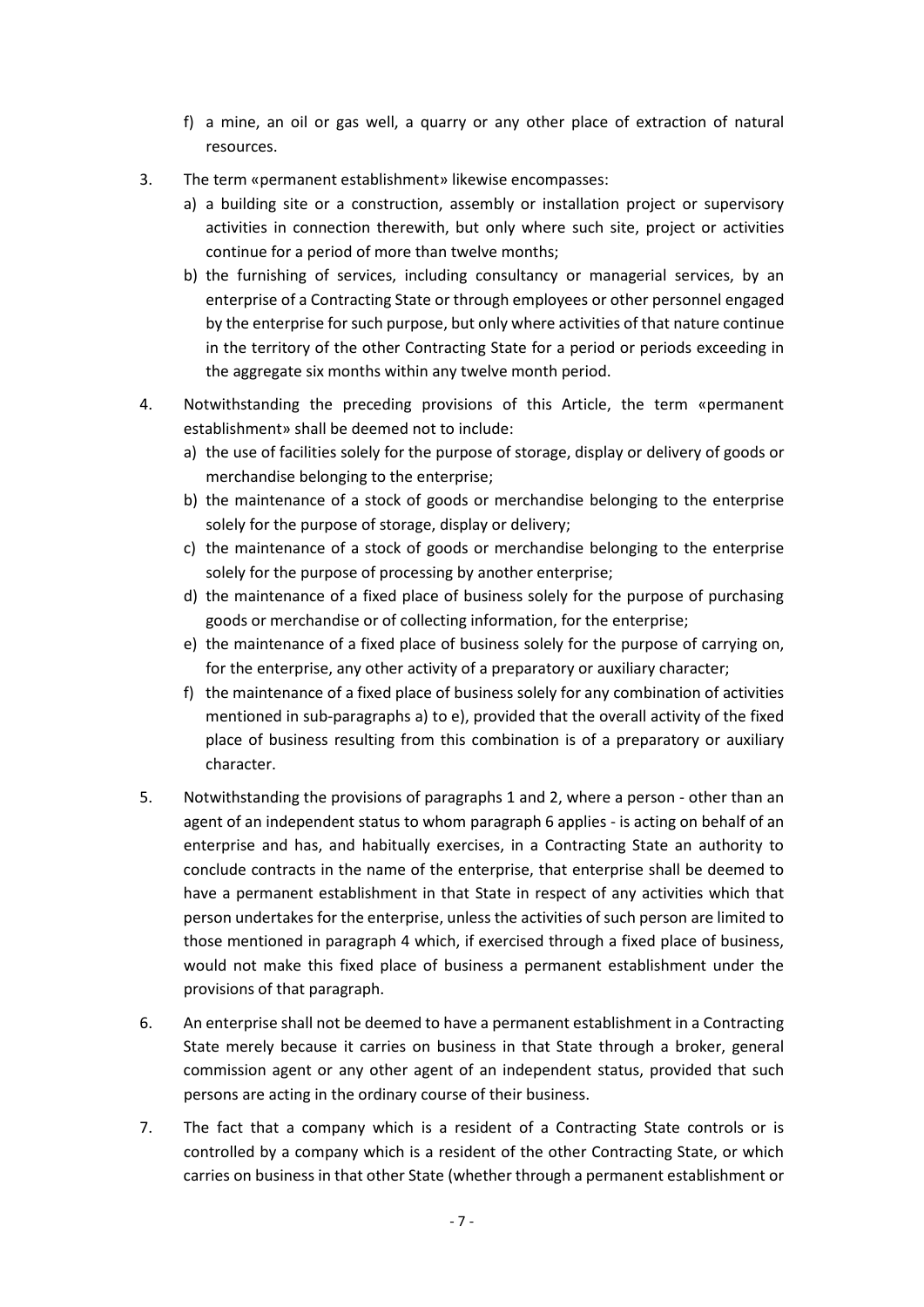f) a mine, an oil or gas well, a quarry or any other place of extraction of natural resources.

3. The term «permanent establishment» likewise encompasses:
   a) a building site or a construction, assembly or installation project or supervisory activities in connection therewith, but only where such site, project or activities continue for a period of more than twelve months;
   b) the furnishing of services, including consultancy or managerial services, by an enterprise of a Contracting State or through employees or other personnel engaged by the enterprise for such purpose, but only where activities of that nature continue in the territory of the other Contracting State for a period or periods exceeding in the aggregate six months within any twelve month period.

4. Notwithstanding the preceding provisions of this Article, the term «permanent establishment» shall be deemed not to include:
   a) the use of facilities solely for the purpose of storage, display or delivery of goods or merchandise belonging to the enterprise;
   b) the maintenance of a stock of goods or merchandise belonging to the enterprise solely for the purpose of storage, display or delivery;
   c) the maintenance of a stock of goods or merchandise belonging to the enterprise solely for the purpose of processing by another enterprise;
   d) the maintenance of a fixed place of business solely for the purpose of purchasing goods or merchandise or of collecting information, for the enterprise;
   e) the maintenance of a fixed place of business solely for the purpose of carrying on, for the enterprise, any other activity of a preparatory or auxiliary character;
   f) the maintenance of a fixed place of business solely for any combination of activities mentioned in sub-paragraphs a) to e), provided that the overall activity of the fixed place of business resulting from this combination is of a preparatory or auxiliary character.

5. Notwithstanding the provisions of paragraphs 1 and 2, where a person - other than an agent of an independent status to whom paragraph 6 applies - is acting on behalf of an enterprise and has, and habitually exercises, in a Contracting State an authority to conclude contracts in the name of the enterprise, that enterprise shall be deemed to have a permanent establishment in that State in respect of any activities which that person undertakes for the enterprise, unless the activities of such person are limited to those mentioned in paragraph 4 which, if exercised through a fixed place of business, would not make this fixed place of business a permanent establishment under the provisions of that paragraph.

6. An enterprise shall not be deemed to have a permanent establishment in a Contracting State merely because it carries on business in that State through a broker, general commission agent or any other agent of an independent status, provided that such persons are acting in the ordinary course of their business.

7. The fact that a company which is a resident of a Contracting State controls or is controlled by a company which is a resident of the other Contracting State, or which carries on business in that other State (whether through a permanent establishment or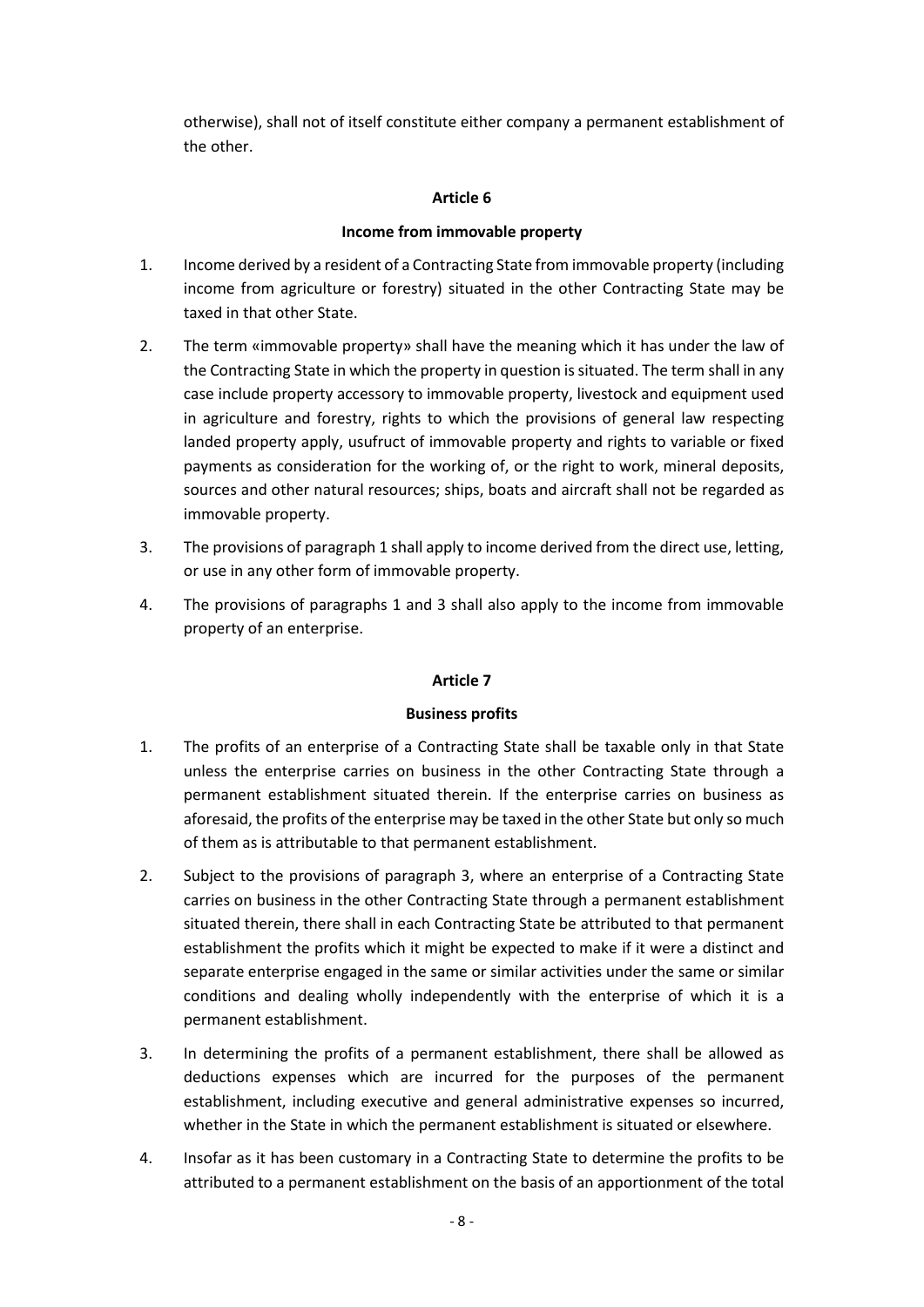otherwise), shall not of itself constitute either company a permanent establishment of the other.

**Article 6**

**Income from immovable property**

1. Income derived by a resident of a Contracting State from immovable property (including income from agriculture or forestry) situated in the other Contracting State may be taxed in that other State.

2. The term «immovable property» shall have the meaning which it has under the law of the Contracting State in which the property in question is situated. The term shall in any case include property accessory to immovable property, livestock and equipment used in agriculture and forestry, rights to which the provisions of general law respecting landed property apply, usufruct of immovable property and rights to variable or fixed payments as consideration for the working of, or the right to work, mineral deposits, sources and other natural resources; ships, boats and aircraft shall not be regarded as immovable property.

3. The provisions of paragraph 1 shall apply to income derived from the direct use, letting, or use in any other form of immovable property.

4. The provisions of paragraphs 1 and 3 shall also apply to the income from immovable property of an enterprise.

**Article 7**

**Business profits**

1. The profits of an enterprise of a Contracting State shall be taxable only in that State unless the enterprise carries on business in the other Contracting State through a permanent establishment situated therein. If the enterprise carries on business as aforesaid, the profits of the enterprise may be taxed in the other State but only so much of them as is attributable to that permanent establishment.

2. Subject to the provisions of paragraph 3, where an enterprise of a Contracting State carries on business in the other Contracting State through a permanent establishment situated therein, there shall in each Contracting State be attributed to that permanent establishment the profits which it might be expected to make if it were a distinct and separate enterprise engaged in the same or similar activities under the same or similar conditions and dealing wholly independently with the enterprise of which it is a permanent establishment.

3. In determining the profits of a permanent establishment, there shall be allowed as deductions expenses which are incurred for the purposes of the permanent establishment, including executive and general administrative expenses so incurred, whether in the State in which the permanent establishment is situated or elsewhere.

4. Insofar as it has been customary in a Contracting State to determine the profits to be attributed to a permanent establishment on the basis of an apportionment of the total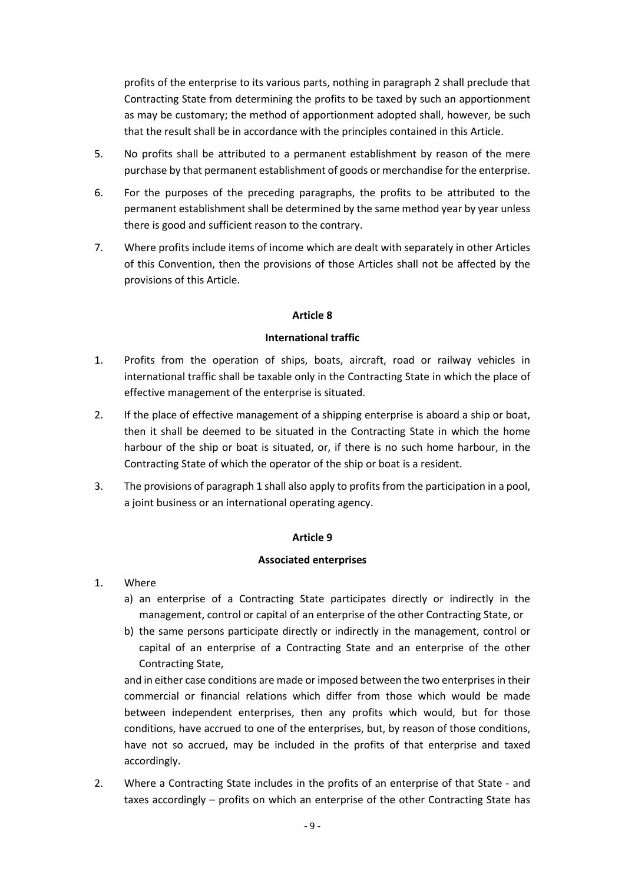profits of the enterprise to its various parts, nothing in paragraph 2 shall preclude that Contracting State from determining the profits to be taxed by such an apportionment as may be customary; the method of apportionment adopted shall, however, be such that the result shall be in accordance with the principles contained in this Article.

5. No profits shall be attributed to a permanent establishment by reason of the mere purchase by that permanent establishment of goods or merchandise for the enterprise.

6. For the purposes of the preceding paragraphs, the profits to be attributed to the permanent establishment shall be determined by the same method year by year unless there is good and sufficient reason to the contrary.

7. Where profits include items of income which are dealt with separately in other Articles of this Convention, then the provisions of those Articles shall not be affected by the provisions of this Article.

## Article 8

### International traffic

1. Profits from the operation of ships, boats, aircraft, road or railway vehicles in international traffic shall be taxable only in the Contracting State in which the place of effective management of the enterprise is situated.

2. If the place of effective management of a shipping enterprise is aboard a ship or boat, then it shall be deemed to be situated in the Contracting State in which the home harbour of the ship or boat is situated, or, if there is no such home harbour, in the Contracting State of which the operator of the ship or boat is a resident.

3. The provisions of paragraph 1 shall also apply to profits from the participation in a pool, a joint business or an international operating agency.

## Article 9

### Associated enterprises

1. Where
   a) an enterprise of a Contracting State participates directly or indirectly in the management, control or capital of an enterprise of the other Contracting State, or
   b) the same persons participate directly or indirectly in the management, control or capital of an enterprise of a Contracting State and an enterprise of the other Contracting State,

   and in either case conditions are made or imposed between the two enterprises in their commercial or financial relations which differ from those which would be made between independent enterprises, then any profits which would, but for those conditions, have accrued to one of the enterprises, but, by reason of those conditions, have not so accrued, may be included in the profits of that enterprise and taxed accordingly.

2. Where a Contracting State includes in the profits of an enterprise of that State - and taxes accordingly – profits on which an enterprise of the other Contracting State has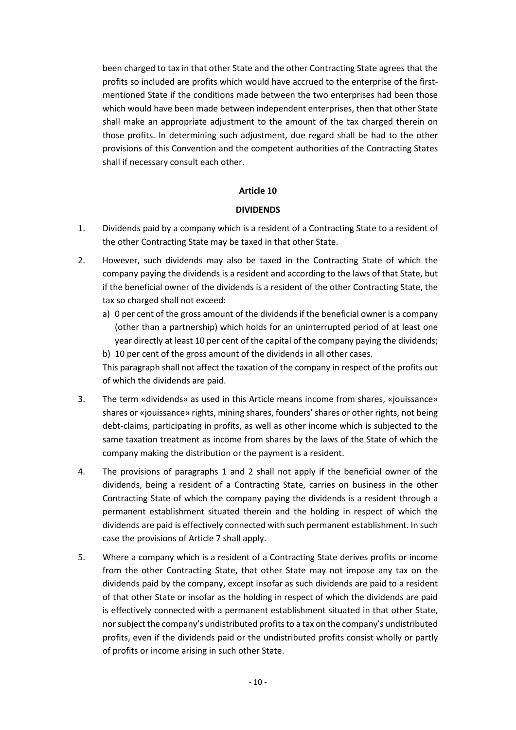been charged to tax in that other State and the other Contracting State agrees that the profits so included are profits which would have accrued to the enterprise of the first-mentioned State if the conditions made between the two enterprises had been those which would have been made between independent enterprises, then that other State shall make an appropriate adjustment to the amount of the tax charged therein on those profits. In determining such adjustment, due regard shall be had to the other provisions of this Convention and the competent authorities of the Contracting States shall if necessary consult each other.

## Article 10

## DIVIDENDS

1. Dividends paid by a company which is a resident of a Contracting State to a resident of the other Contracting State may be taxed in that other State.

2. However, such dividends may also be taxed in the Contracting State of which the company paying the dividends is a resident and according to the laws of that State, but if the beneficial owner of the dividends is a resident of the other Contracting State, the tax so charged shall not exceed:
   a) 0 per cent of the gross amount of the dividends if the beneficial owner is a company (other than a partnership) which holds for an uninterrupted period of at least one year directly at least 10 per cent of the capital of the company paying the dividends;
   b) 10 per cent of the gross amount of the dividends in all other cases.

   This paragraph shall not affect the taxation of the company in respect of the profits out of which the dividends are paid.

3. The term «dividends» as used in this Article means income from shares, «jouissance» shares or «jouissance» rights, mining shares, founders' shares or other rights, not being debt-claims, participating in profits, as well as other income which is subjected to the same taxation treatment as income from shares by the laws of the State of which the company making the distribution or the payment is a resident.

4. The provisions of paragraphs 1 and 2 shall not apply if the beneficial owner of the dividends, being a resident of a Contracting State, carries on business in the other Contracting State of which the company paying the dividends is a resident through a permanent establishment situated therein and the holding in respect of which the dividends are paid is effectively connected with such permanent establishment. In such case the provisions of Article 7 shall apply.

5. Where a company which is a resident of a Contracting State derives profits or income from the other Contracting State, that other State may not impose any tax on the dividends paid by the company, except insofar as such dividends are paid to a resident of that other State or insofar as the holding in respect of which the dividends are paid is effectively connected with a permanent establishment situated in that other State, nor subject the company's undistributed profits to a tax on the company's undistributed profits, even if the dividends paid or the undistributed profits consist wholly or partly of profits or income arising in such other State.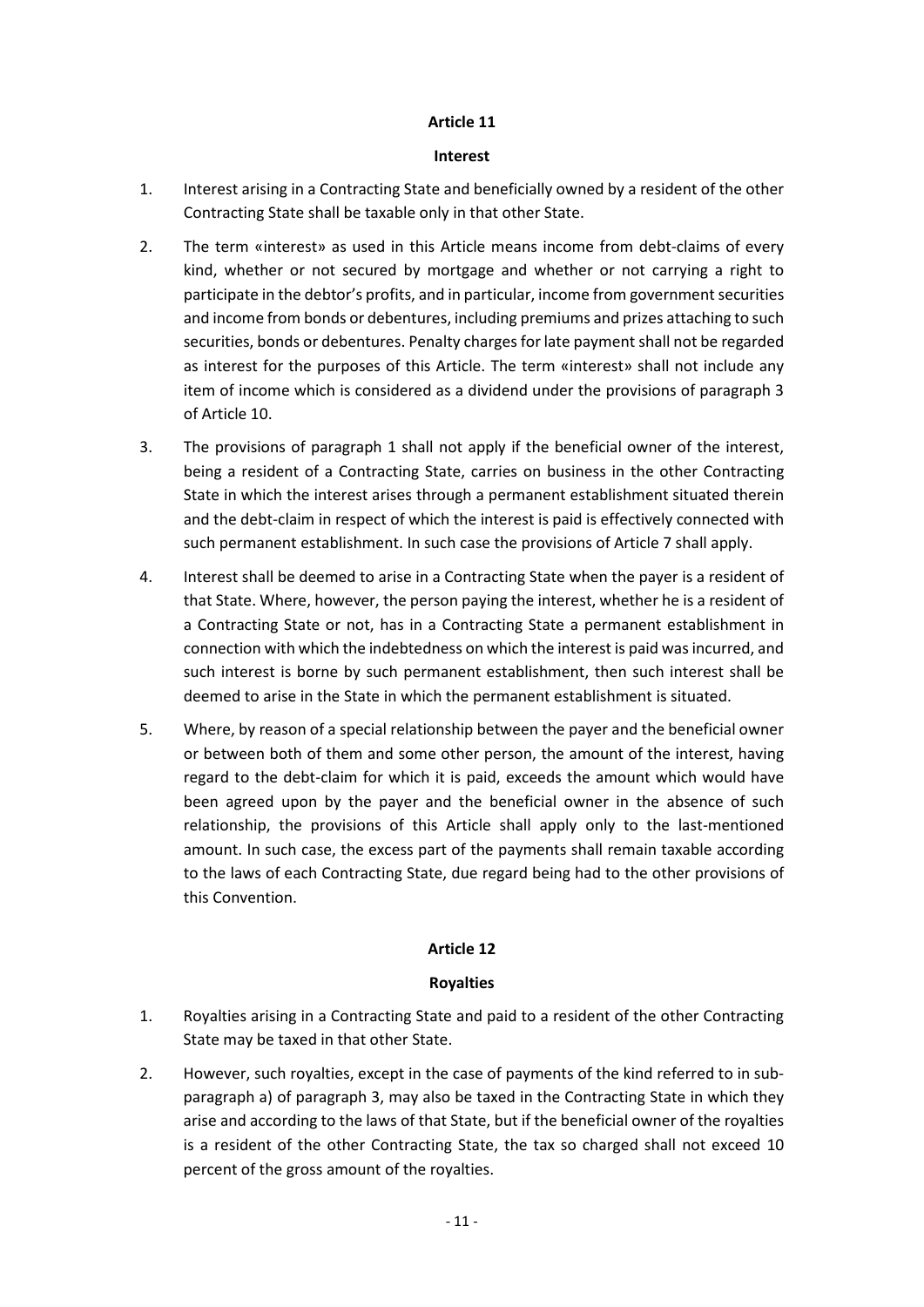## Article 11

### Interest

1. Interest arising in a Contracting State and beneficially owned by a resident of the other Contracting State shall be taxable only in that other State.

2. The term «interest» as used in this Article means income from debt-claims of every kind, whether or not secured by mortgage and whether or not carrying a right to participate in the debtor's profits, and in particular, income from government securities and income from bonds or debentures, including premiums and prizes attaching to such securities, bonds or debentures. Penalty charges for late payment shall not be regarded as interest for the purposes of this Article. The term «interest» shall not include any item of income which is considered as a dividend under the provisions of paragraph 3 of Article 10.

3. The provisions of paragraph 1 shall not apply if the beneficial owner of the interest, being a resident of a Contracting State, carries on business in the other Contracting State in which the interest arises through a permanent establishment situated therein and the debt-claim in respect of which the interest is paid is effectively connected with such permanent establishment. In such case the provisions of Article 7 shall apply.

4. Interest shall be deemed to arise in a Contracting State when the payer is a resident of that State. Where, however, the person paying the interest, whether he is a resident of a Contracting State or not, has in a Contracting State a permanent establishment in connection with which the indebtedness on which the interest is paid was incurred, and such interest is borne by such permanent establishment, then such interest shall be deemed to arise in the State in which the permanent establishment is situated.

5. Where, by reason of a special relationship between the payer and the beneficial owner or between both of them and some other person, the amount of the interest, having regard to the debt-claim for which it is paid, exceeds the amount which would have been agreed upon by the payer and the beneficial owner in the absence of such relationship, the provisions of this Article shall apply only to the last-mentioned amount. In such case, the excess part of the payments shall remain taxable according to the laws of each Contracting State, due regard being had to the other provisions of this Convention.

## Article 12

### Royalties

1. Royalties arising in a Contracting State and paid to a resident of the other Contracting State may be taxed in that other State.

2. However, such royalties, except in the case of payments of the kind referred to in sub-paragraph a) of paragraph 3, may also be taxed in the Contracting State in which they arise and according to the laws of that State, but if the beneficial owner of the royalties is a resident of the other Contracting State, the tax so charged shall not exceed 10 percent of the gross amount of the royalties.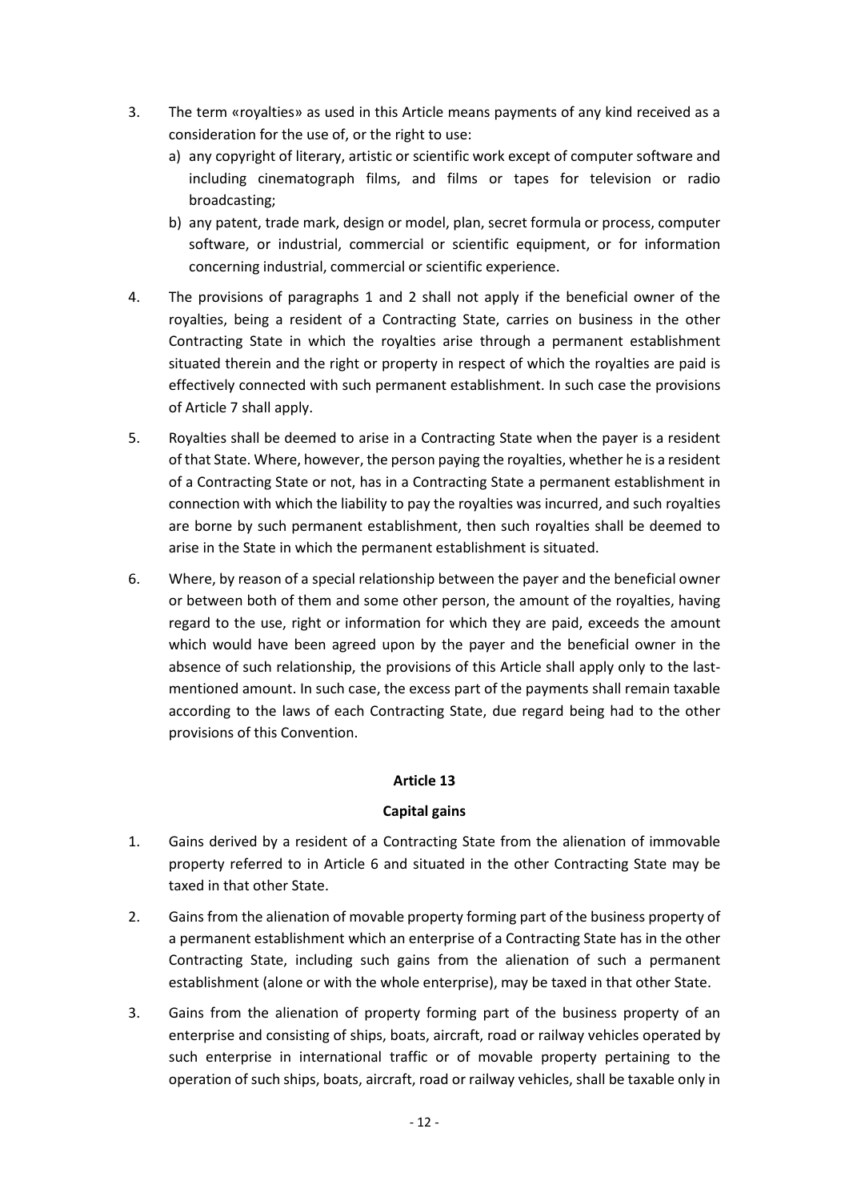3. The term «royalties» as used in this Article means payments of any kind received as a consideration for the use of, or the right to use:
   a) any copyright of literary, artistic or scientific work except of computer software and including cinematograph films, and films or tapes for television or radio broadcasting;
   b) any patent, trade mark, design or model, plan, secret formula or process, computer software, or industrial, commercial or scientific equipment, or for information concerning industrial, commercial or scientific experience.

4. The provisions of paragraphs 1 and 2 shall not apply if the beneficial owner of the royalties, being a resident of a Contracting State, carries on business in the other Contracting State in which the royalties arise through a permanent establishment situated therein and the right or property in respect of which the royalties are paid is effectively connected with such permanent establishment. In such case the provisions of Article 7 shall apply.

5. Royalties shall be deemed to arise in a Contracting State when the payer is a resident of that State. Where, however, the person paying the royalties, whether he is a resident of a Contracting State or not, has in a Contracting State a permanent establishment in connection with which the liability to pay the royalties was incurred, and such royalties are borne by such permanent establishment, then such royalties shall be deemed to arise in the State in which the permanent establishment is situated.

6. Where, by reason of a special relationship between the payer and the beneficial owner or between both of them and some other person, the amount of the royalties, having regard to the use, right or information for which they are paid, exceeds the amount which would have been agreed upon by the payer and the beneficial owner in the absence of such relationship, the provisions of this Article shall apply only to the last-mentioned amount. In such case, the excess part of the payments shall remain taxable according to the laws of each Contracting State, due regard being had to the other provisions of this Convention.

## Article 13

## Capital gains

1. Gains derived by a resident of a Contracting State from the alienation of immovable property referred to in Article 6 and situated in the other Contracting State may be taxed in that other State.

2. Gains from the alienation of movable property forming part of the business property of a permanent establishment which an enterprise of a Contracting State has in the other Contracting State, including such gains from the alienation of such a permanent establishment (alone or with the whole enterprise), may be taxed in that other State.

3. Gains from the alienation of property forming part of the business property of an enterprise and consisting of ships, boats, aircraft, road or railway vehicles operated by such enterprise in international traffic or of movable property pertaining to the operation of such ships, boats, aircraft, road or railway vehicles, shall be taxable only in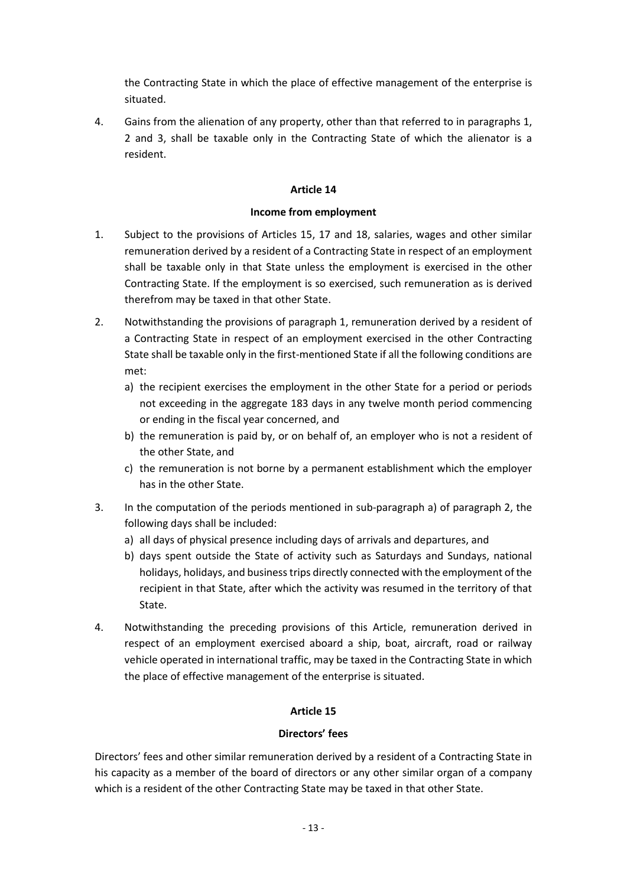the Contracting State in which the place of effective management of the enterprise is situated.

4. Gains from the alienation of any property, other than that referred to in paragraphs 1, 2 and 3, shall be taxable only in the Contracting State of which the alienator is a resident.

## Article 14

### Income from employment

1. Subject to the provisions of Articles 15, 17 and 18, salaries, wages and other similar remuneration derived by a resident of a Contracting State in respect of an employment shall be taxable only in that State unless the employment is exercised in the other Contracting State. If the employment is so exercised, such remuneration as is derived therefrom may be taxed in that other State.

2. Notwithstanding the provisions of paragraph 1, remuneration derived by a resident of a Contracting State in respect of an employment exercised in the other Contracting State shall be taxable only in the first-mentioned State if all the following conditions are met:
   a) the recipient exercises the employment in the other State for a period or periods not exceeding in the aggregate 183 days in any twelve month period commencing or ending in the fiscal year concerned, and
   b) the remuneration is paid by, or on behalf of, an employer who is not a resident of the other State, and
   c) the remuneration is not borne by a permanent establishment which the employer has in the other State.

3. In the computation of the periods mentioned in sub-paragraph a) of paragraph 2, the following days shall be included:
   a) all days of physical presence including days of arrivals and departures, and
   b) days spent outside the State of activity such as Saturdays and Sundays, national holidays, holidays, and business trips directly connected with the employment of the recipient in that State, after which the activity was resumed in the territory of that State.

4. Notwithstanding the preceding provisions of this Article, remuneration derived in respect of an employment exercised aboard a ship, boat, aircraft, road or railway vehicle operated in international traffic, may be taxed in the Contracting State in which the place of effective management of the enterprise is situated.

## Article 15

### Directors' fees

Directors' fees and other similar remuneration derived by a resident of a Contracting State in his capacity as a member of the board of directors or any other similar organ of a company which is a resident of the other Contracting State may be taxed in that other State.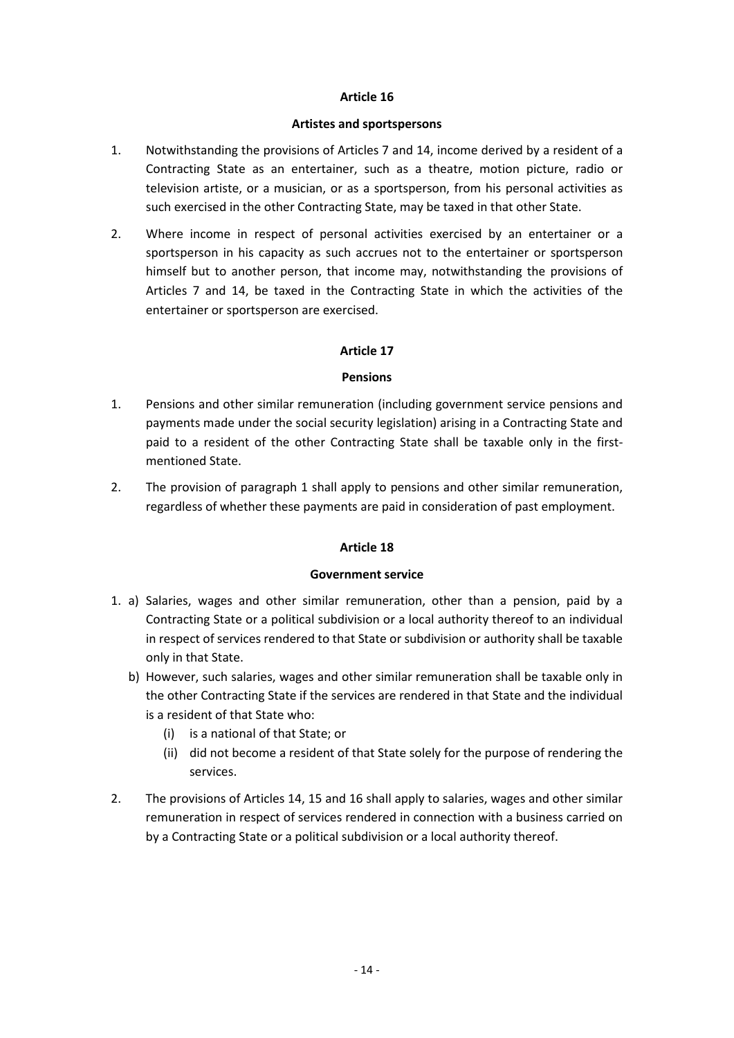## Article 16

### Artistes and sportspersons

1. Notwithstanding the provisions of Articles 7 and 14, income derived by a resident of a Contracting State as an entertainer, such as a theatre, motion picture, radio or television artiste, or a musician, or as a sportsperson, from his personal activities as such exercised in the other Contracting State, may be taxed in that other State.

2. Where income in respect of personal activities exercised by an entertainer or a sportsperson in his capacity as such accrues not to the entertainer or sportsperson himself but to another person, that income may, notwithstanding the provisions of Articles 7 and 14, be taxed in the Contracting State in which the activities of the entertainer or sportsperson are exercised.

## Article 17

### Pensions

1. Pensions and other similar remuneration (including government service pensions and payments made under the social security legislation) arising in a Contracting State and paid to a resident of the other Contracting State shall be taxable only in the first-mentioned State.

2. The provision of paragraph 1 shall apply to pensions and other similar remuneration, regardless of whether these payments are paid in consideration of past employment.

## Article 18

### Government service

1. a) Salaries, wages and other similar remuneration, other than a pension, paid by a Contracting State or a political subdivision or a local authority thereof to an individual in respect of services rendered to that State or subdivision or authority shall be taxable only in that State.

   b) However, such salaries, wages and other similar remuneration shall be taxable only in the other Contracting State if the services are rendered in that State and the individual is a resident of that State who:

      (i) is a national of that State; or

      (ii) did not become a resident of that State solely for the purpose of rendering the services.

2. The provisions of Articles 14, 15 and 16 shall apply to salaries, wages and other similar remuneration in respect of services rendered in connection with a business carried on by a Contracting State or a political subdivision or a local authority thereof.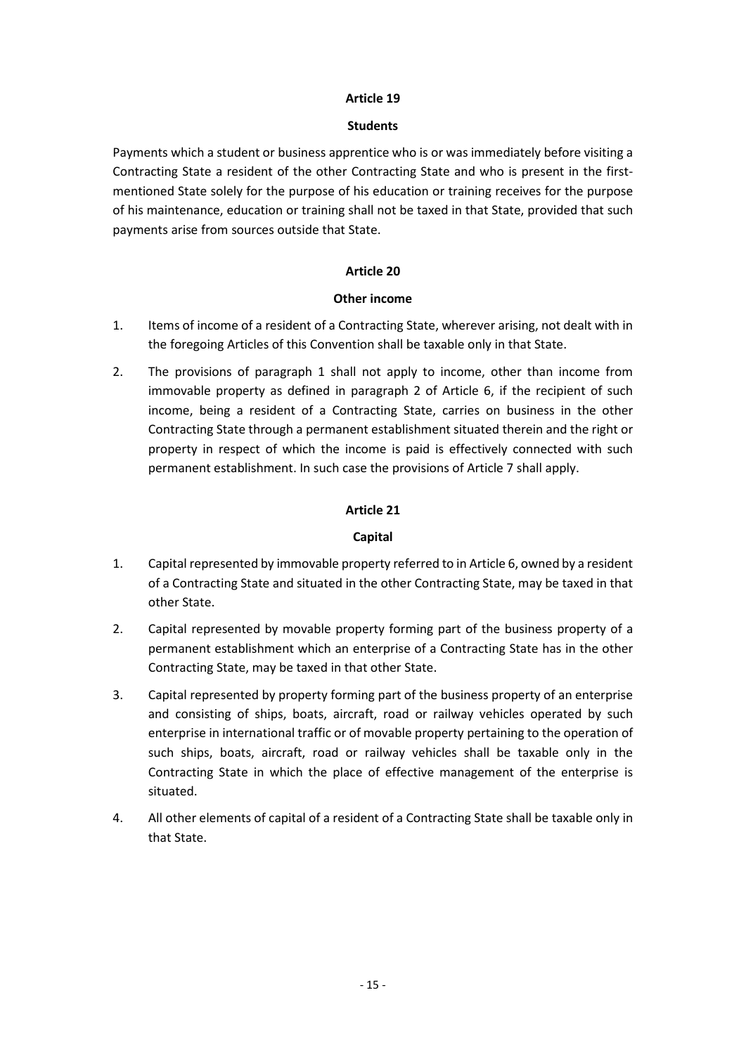## Article 19

### Students

Payments which a student or business apprentice who is or was immediately before visiting a Contracting State a resident of the other Contracting State and who is present in the first-mentioned State solely for the purpose of his education or training receives for the purpose of his maintenance, education or training shall not be taxed in that State, provided that such payments arise from sources outside that State.

## Article 20

### Other income

1. Items of income of a resident of a Contracting State, wherever arising, not dealt with in the foregoing Articles of this Convention shall be taxable only in that State.
2. The provisions of paragraph 1 shall not apply to income, other than income from immovable property as defined in paragraph 2 of Article 6, if the recipient of such income, being a resident of a Contracting State, carries on business in the other Contracting State through a permanent establishment situated therein and the right or property in respect of which the income is paid is effectively connected with such permanent establishment. In such case the provisions of Article 7 shall apply.

## Article 21

### Capital

1. Capital represented by immovable property referred to in Article 6, owned by a resident of a Contracting State and situated in the other Contracting State, may be taxed in that other State.
2. Capital represented by movable property forming part of the business property of a permanent establishment which an enterprise of a Contracting State has in the other Contracting State, may be taxed in that other State.
3. Capital represented by property forming part of the business property of an enterprise and consisting of ships, boats, aircraft, road or railway vehicles operated by such enterprise in international traffic or of movable property pertaining to the operation of such ships, boats, aircraft, road or railway vehicles shall be taxable only in the Contracting State in which the place of effective management of the enterprise is situated.
4. All other elements of capital of a resident of a Contracting State shall be taxable only in that State.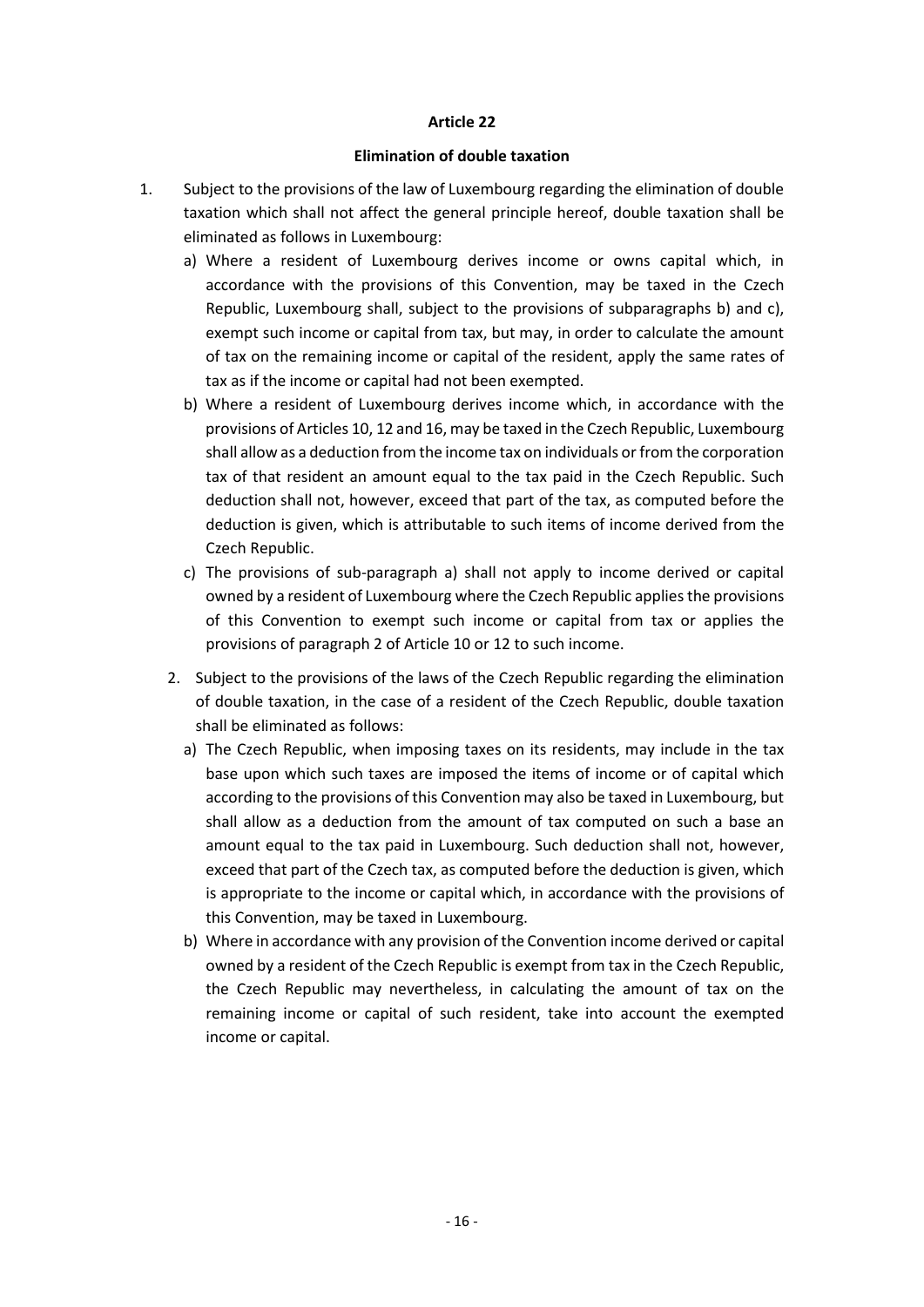**Article 22**

**Elimination of double taxation**

1. Subject to the provisions of the law of Luxembourg regarding the elimination of double taxation which shall not affect the general principle hereof, double taxation shall be eliminated as follows in Luxembourg:

   a) Where a resident of Luxembourg derives income or owns capital which, in accordance with the provisions of this Convention, may be taxed in the Czech Republic, Luxembourg shall, subject to the provisions of subparagraphs b) and c), exempt such income or capital from tax, but may, in order to calculate the amount of tax on the remaining income or capital of the resident, apply the same rates of tax as if the income or capital had not been exempted.

   b) Where a resident of Luxembourg derives income which, in accordance with the provisions of Articles 10, 12 and 16, may be taxed in the Czech Republic, Luxembourg shall allow as a deduction from the income tax on individuals or from the corporation tax of that resident an amount equal to the tax paid in the Czech Republic. Such deduction shall not, however, exceed that part of the tax, as computed before the deduction is given, which is attributable to such items of income derived from the Czech Republic.

   c) The provisions of sub-paragraph a) shall not apply to income derived or capital owned by a resident of Luxembourg where the Czech Republic applies the provisions of this Convention to exempt such income or capital from tax or applies the provisions of paragraph 2 of Article 10 or 12 to such income.

2. Subject to the provisions of the laws of the Czech Republic regarding the elimination of double taxation, in the case of a resident of the Czech Republic, double taxation shall be eliminated as follows:

   a) The Czech Republic, when imposing taxes on its residents, may include in the tax base upon which such taxes are imposed the items of income or of capital which according to the provisions of this Convention may also be taxed in Luxembourg, but shall allow as a deduction from the amount of tax computed on such a base an amount equal to the tax paid in Luxembourg. Such deduction shall not, however, exceed that part of the Czech tax, as computed before the deduction is given, which is appropriate to the income or capital which, in accordance with the provisions of this Convention, may be taxed in Luxembourg.

   b) Where in accordance with any provision of the Convention income derived or capital owned by a resident of the Czech Republic is exempt from tax in the Czech Republic, the Czech Republic may nevertheless, in calculating the amount of tax on the remaining income or capital of such resident, take into account the exempted income or capital.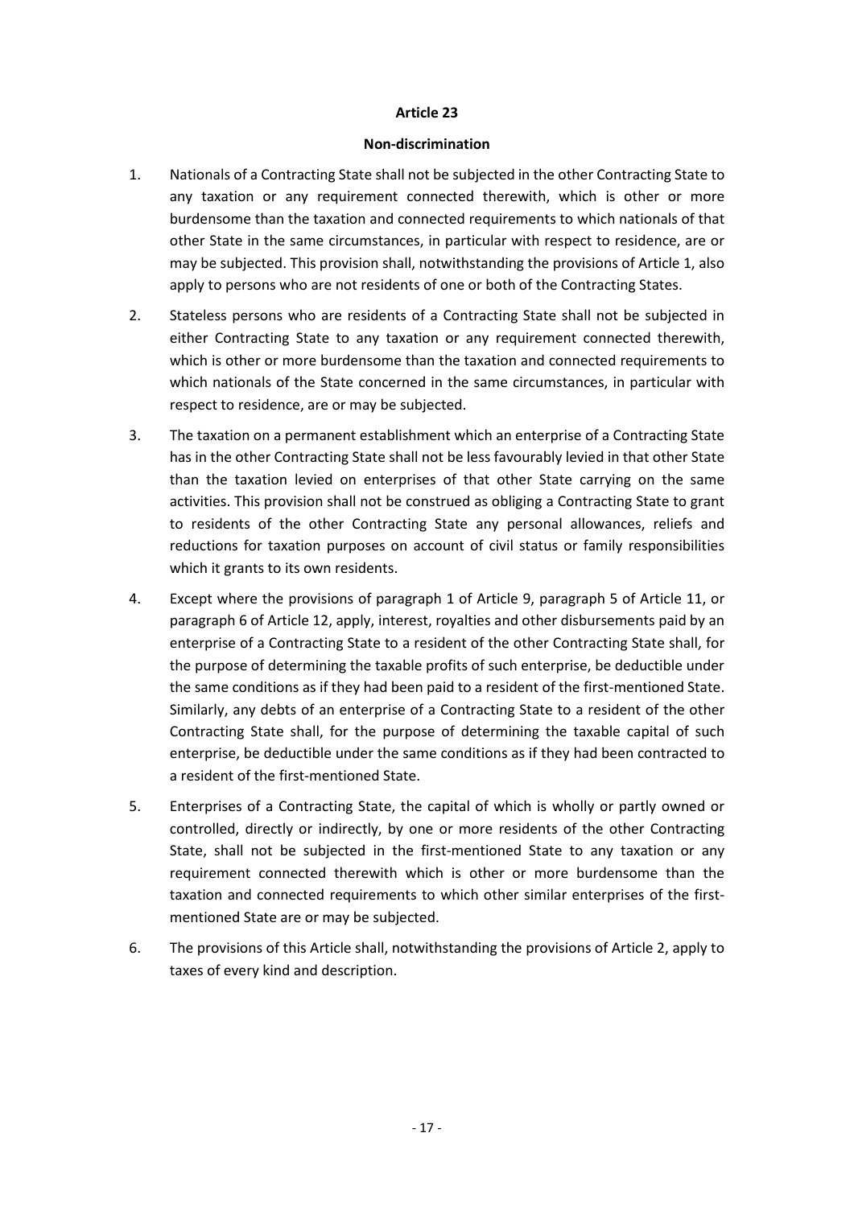## Article 23

### Non-discrimination

1. Nationals of a Contracting State shall not be subjected in the other Contracting State to any taxation or any requirement connected therewith, which is other or more burdensome than the taxation and connected requirements to which nationals of that other State in the same circumstances, in particular with respect to residence, are or may be subjected. This provision shall, notwithstanding the provisions of Article 1, also apply to persons who are not residents of one or both of the Contracting States.

2. Stateless persons who are residents of a Contracting State shall not be subjected in either Contracting State to any taxation or any requirement connected therewith, which is other or more burdensome than the taxation and connected requirements to which nationals of the State concerned in the same circumstances, in particular with respect to residence, are or may be subjected.

3. The taxation on a permanent establishment which an enterprise of a Contracting State has in the other Contracting State shall not be less favourably levied in that other State than the taxation levied on enterprises of that other State carrying on the same activities. This provision shall not be construed as obliging a Contracting State to grant to residents of the other Contracting State any personal allowances, reliefs and reductions for taxation purposes on account of civil status or family responsibilities which it grants to its own residents.

4. Except where the provisions of paragraph 1 of Article 9, paragraph 5 of Article 11, or paragraph 6 of Article 12, apply, interest, royalties and other disbursements paid by an enterprise of a Contracting State to a resident of the other Contracting State shall, for the purpose of determining the taxable profits of such enterprise, be deductible under the same conditions as if they had been paid to a resident of the first-mentioned State. Similarly, any debts of an enterprise of a Contracting State to a resident of the other Contracting State shall, for the purpose of determining the taxable capital of such enterprise, be deductible under the same conditions as if they had been contracted to a resident of the first-mentioned State.

5. Enterprises of a Contracting State, the capital of which is wholly or partly owned or controlled, directly or indirectly, by one or more residents of the other Contracting State, shall not be subjected in the first-mentioned State to any taxation or any requirement connected therewith which is other or more burdensome than the taxation and connected requirements to which other similar enterprises of the first-mentioned State are or may be subjected.

6. The provisions of this Article shall, notwithstanding the provisions of Article 2, apply to taxes of every kind and description.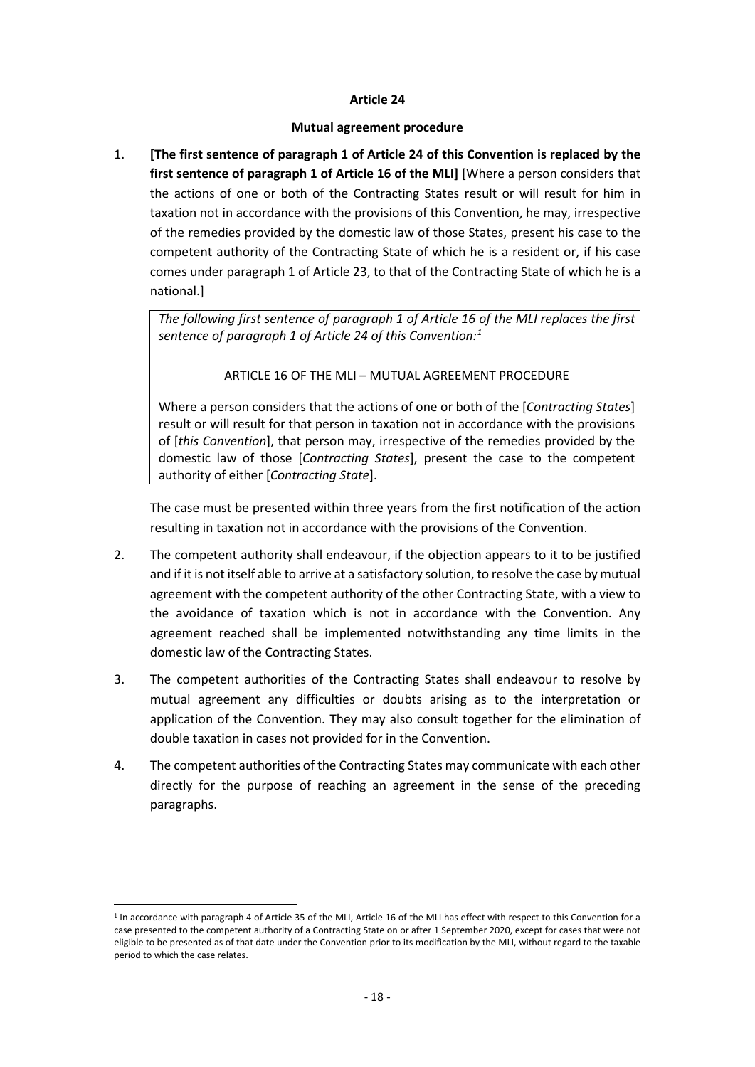**Article 24**

**Mutual agreement procedure**

1. **[The first sentence of paragraph 1 of Article 24 of this Convention is replaced by the first sentence of paragraph 1 of Article 16 of the MLI]** [Where a person considers that the actions of one or both of the Contracting States result or will result for him in taxation not in accordance with the provisions of this Convention, he may, irrespective of the remedies provided by the domestic law of those States, present his case to the competent authority of the Contracting State of which he is a resident or, if his case comes under paragraph 1 of Article 23, to that of the Contracting State of which he is a national.]

   *The following first sentence of paragraph 1 of Article 16 of the MLI replaces the first sentence of paragraph 1 of Article 24 of this Convention:*[1]

   ARTICLE 16 OF THE MLI – MUTUAL AGREEMENT PROCEDURE

   Where a person considers that the actions of one or both of the [*Contracting States*] result or will result for that person in taxation not in accordance with the provisions of [*this Convention*], that person may, irrespective of the remedies provided by the domestic law of those [*Contracting States*], present the case to the competent authority of either [*Contracting State*].

   The case must be presented within three years from the first notification of the action resulting in taxation not in accordance with the provisions of the Convention.

2. The competent authority shall endeavour, if the objection appears to it to be justified and if it is not itself able to arrive at a satisfactory solution, to resolve the case by mutual agreement with the competent authority of the other Contracting State, with a view to the avoidance of taxation which is not in accordance with the Convention. Any agreement reached shall be implemented notwithstanding any time limits in the domestic law of the Contracting States.

3. The competent authorities of the Contracting States shall endeavour to resolve by mutual agreement any difficulties or doubts arising as to the interpretation or application of the Convention. They may also consult together for the elimination of double taxation in cases not provided for in the Convention.

4. The competent authorities of the Contracting States may communicate with each other directly for the purpose of reaching an agreement in the sense of the preceding paragraphs.

---

[1] In accordance with paragraph 4 of Article 35 of the MLI, Article 16 of the MLI has effect with respect to this Convention for a case presented to the competent authority of a Contracting State on or after 1 September 2020, except for cases that were not eligible to be presented as of that date under the Convention prior to its modification by the MLI, without regard to the taxable period to which the case relates.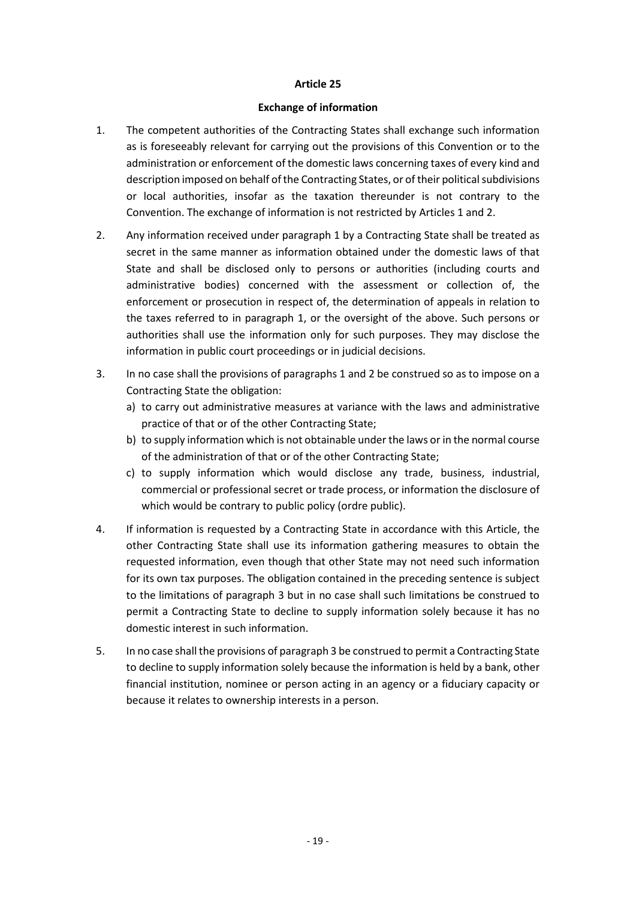## Article 25

### Exchange of information

1. The competent authorities of the Contracting States shall exchange such information as is foreseeably relevant for carrying out the provisions of this Convention or to the administration or enforcement of the domestic laws concerning taxes of every kind and description imposed on behalf of the Contracting States, or of their political subdivisions or local authorities, insofar as the taxation thereunder is not contrary to the Convention. The exchange of information is not restricted by Articles 1 and 2.

2. Any information received under paragraph 1 by a Contracting State shall be treated as secret in the same manner as information obtained under the domestic laws of that State and shall be disclosed only to persons or authorities (including courts and administrative bodies) concerned with the assessment or collection of, the enforcement or prosecution in respect of, the determination of appeals in relation to the taxes referred to in paragraph 1, or the oversight of the above. Such persons or authorities shall use the information only for such purposes. They may disclose the information in public court proceedings or in judicial decisions.

3. In no case shall the provisions of paragraphs 1 and 2 be construed so as to impose on a Contracting State the obligation:
   a) to carry out administrative measures at variance with the laws and administrative practice of that or of the other Contracting State;
   b) to supply information which is not obtainable under the laws or in the normal course of the administration of that or of the other Contracting State;
   c) to supply information which would disclose any trade, business, industrial, commercial or professional secret or trade process, or information the disclosure of which would be contrary to public policy (ordre public).

4. If information is requested by a Contracting State in accordance with this Article, the other Contracting State shall use its information gathering measures to obtain the requested information, even though that other State may not need such information for its own tax purposes. The obligation contained in the preceding sentence is subject to the limitations of paragraph 3 but in no case shall such limitations be construed to permit a Contracting State to decline to supply information solely because it has no domestic interest in such information.

5. In no case shall the provisions of paragraph 3 be construed to permit a Contracting State to decline to supply information solely because the information is held by a bank, other financial institution, nominee or person acting in an agency or a fiduciary capacity or because it relates to ownership interests in a person.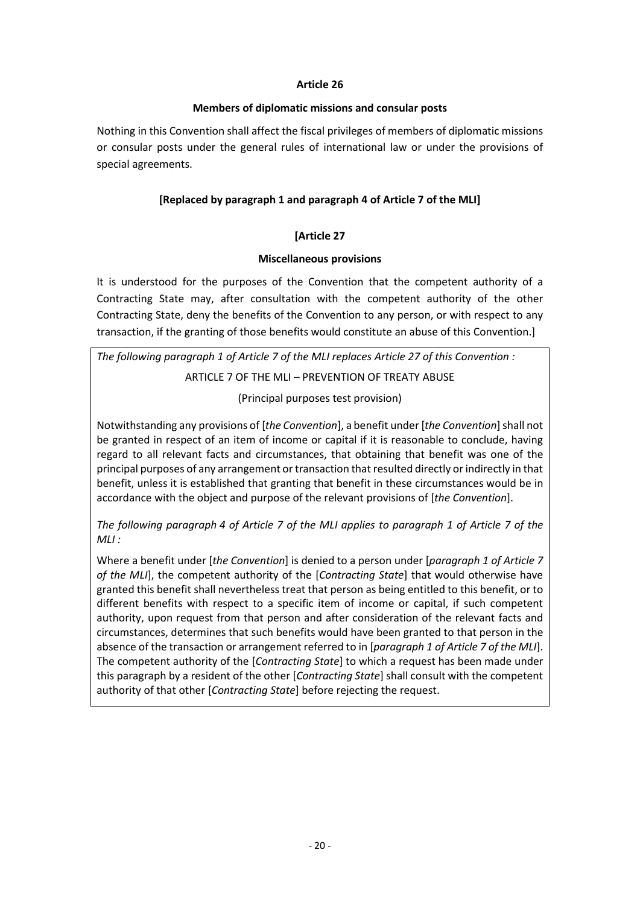**Article 26**

**Members of diplomatic missions and consular posts**

Nothing in this Convention shall affect the fiscal privileges of members of diplomatic missions or consular posts under the general rules of international law or under the provisions of special agreements.

**[Replaced by paragraph 1 and paragraph 4 of Article 7 of the MLI]**

**[Article 27**

**Miscellaneous provisions**

It is understood for the purposes of the Convention that the competent authority of a Contracting State may, after consultation with the competent authority of the other Contracting State, deny the benefits of the Convention to any person, or with respect to any transaction, if the granting of those benefits would constitute an abuse of this Convention.]

*The following paragraph 1 of Article 7 of the MLI replaces Article 27 of this Convention :*

ARTICLE 7 OF THE MLI – PREVENTION OF TREATY ABUSE

(Principal purposes test provision)

Notwithstanding any provisions of [*the Convention*], a benefit under [*the Convention*] shall not be granted in respect of an item of income or capital if it is reasonable to conclude, having regard to all relevant facts and circumstances, that obtaining that benefit was one of the principal purposes of any arrangement or transaction that resulted directly or indirectly in that benefit, unless it is established that granting that benefit in these circumstances would be in accordance with the object and purpose of the relevant provisions of [*the Convention*].

*The following paragraph 4 of Article 7 of the MLI applies to paragraph 1 of Article 7 of the MLI :*

Where a benefit under [*the Convention*] is denied to a person under [*paragraph 1 of Article 7 of the MLI*], the competent authority of the [*Contracting State*] that would otherwise have granted this benefit shall nevertheless treat that person as being entitled to this benefit, or to different benefits with respect to a specific item of income or capital, if such competent authority, upon request from that person and after consideration of the relevant facts and circumstances, determines that such benefits would have been granted to that person in the absence of the transaction or arrangement referred to in [*paragraph 1 of Article 7 of the MLI*]. The competent authority of the [*Contracting State*] to which a request has been made under this paragraph by a resident of the other [*Contracting State*] shall consult with the competent authority of that other [*Contracting State*] before rejecting the request.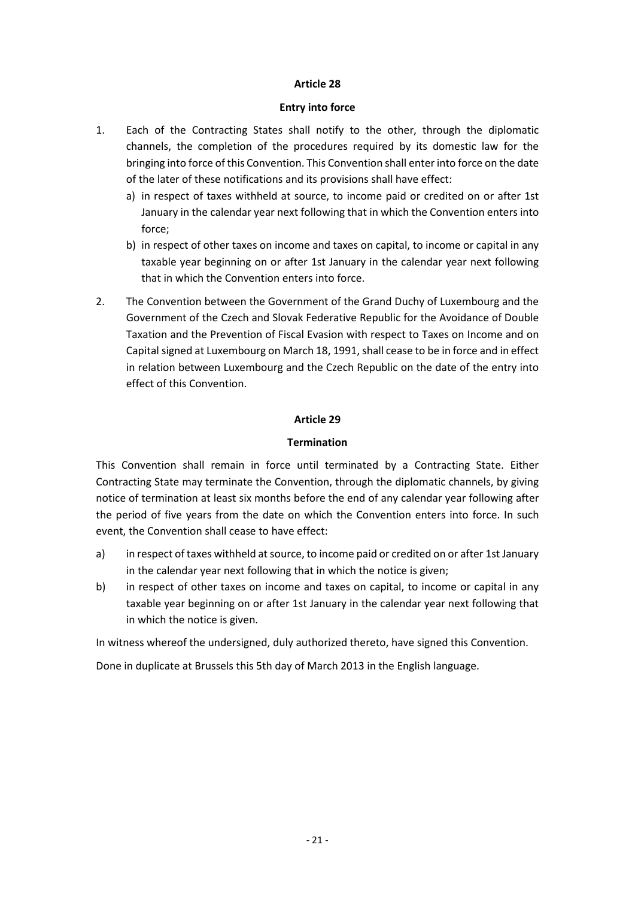## Article 28

### Entry into force

1. Each of the Contracting States shall notify to the other, through the diplomatic channels, the completion of the procedures required by its domestic law for the bringing into force of this Convention. This Convention shall enter into force on the date of the later of these notifications and its provisions shall have effect:
   a) in respect of taxes withheld at source, to income paid or credited on or after 1st January in the calendar year next following that in which the Convention enters into force;
   b) in respect of other taxes on income and taxes on capital, to income or capital in any taxable year beginning on or after 1st January in the calendar year next following that in which the Convention enters into force.

2. The Convention between the Government of the Grand Duchy of Luxembourg and the Government of the Czech and Slovak Federative Republic for the Avoidance of Double Taxation and the Prevention of Fiscal Evasion with respect to Taxes on Income and on Capital signed at Luxembourg on March 18, 1991, shall cease to be in force and in effect in relation between Luxembourg and the Czech Republic on the date of the entry into effect of this Convention.

## Article 29

### Termination

This Convention shall remain in force until terminated by a Contracting State. Either Contracting State may terminate the Convention, through the diplomatic channels, by giving notice of termination at least six months before the end of any calendar year following after the period of five years from the date on which the Convention enters into force. In such event, the Convention shall cease to have effect:

a) in respect of taxes withheld at source, to income paid or credited on or after 1st January in the calendar year next following that in which the notice is given;

b) in respect of other taxes on income and taxes on capital, to income or capital in any taxable year beginning on or after 1st January in the calendar year next following that in which the notice is given.

In witness whereof the undersigned, duly authorized thereto, have signed this Convention.

Done in duplicate at Brussels this 5th day of March 2013 in the English language.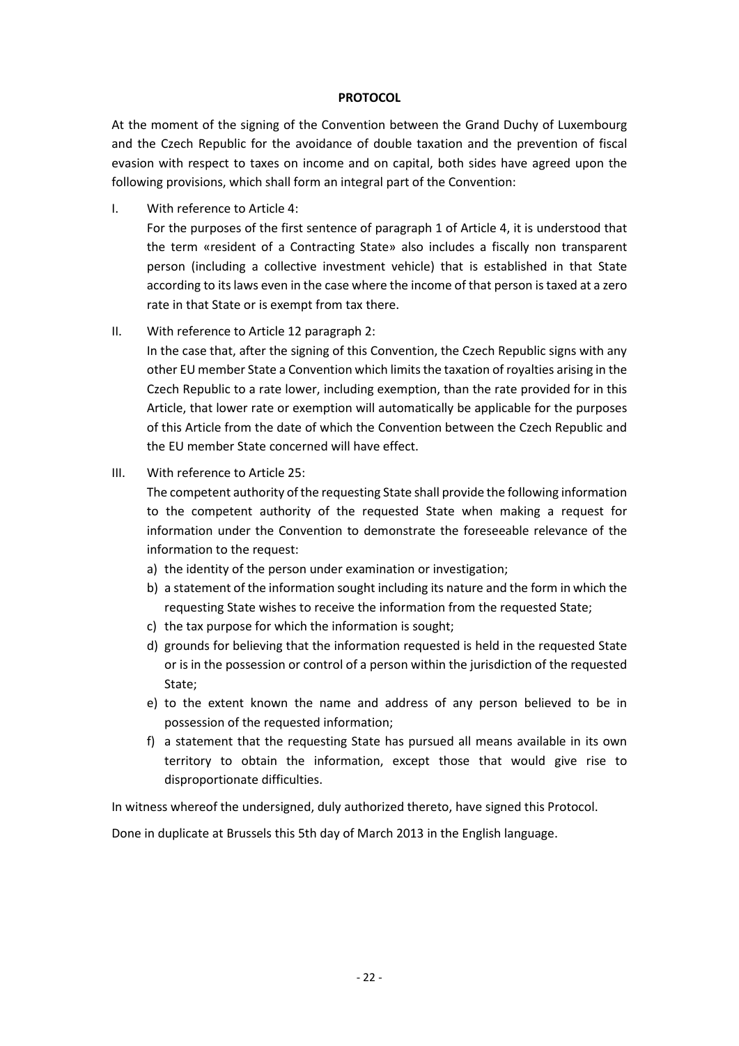**PROTOCOL**

At the moment of the signing of the Convention between the Grand Duchy of Luxembourg and the Czech Republic for the avoidance of double taxation and the prevention of fiscal evasion with respect to taxes on income and on capital, both sides have agreed upon the following provisions, which shall form an integral part of the Convention:

I. With reference to Article 4:

   For the purposes of the first sentence of paragraph 1 of Article 4, it is understood that the term «resident of a Contracting State» also includes a fiscally non transparent person (including a collective investment vehicle) that is established in that State according to its laws even in the case where the income of that person is taxed at a zero rate in that State or is exempt from tax there.

II. With reference to Article 12 paragraph 2:

   In the case that, after the signing of this Convention, the Czech Republic signs with any other EU member State a Convention which limits the taxation of royalties arising in the Czech Republic to a rate lower, including exemption, than the rate provided for in this Article, that lower rate or exemption will automatically be applicable for the purposes of this Article from the date of which the Convention between the Czech Republic and the EU member State concerned will have effect.

III. With reference to Article 25:

   The competent authority of the requesting State shall provide the following information to the competent authority of the requested State when making a request for information under the Convention to demonstrate the foreseeable relevance of the information to the request:

   a) the identity of the person under examination or investigation;
   b) a statement of the information sought including its nature and the form in which the requesting State wishes to receive the information from the requested State;
   c) the tax purpose for which the information is sought;
   d) grounds for believing that the information requested is held in the requested State or is in the possession or control of a person within the jurisdiction of the requested State;
   e) to the extent known the name and address of any person believed to be in possession of the requested information;
   f) a statement that the requesting State has pursued all means available in its own territory to obtain the information, except those that would give rise to disproportionate difficulties.

In witness whereof the undersigned, duly authorized thereto, have signed this Protocol.

Done in duplicate at Brussels this 5th day of March 2013 in the English language.